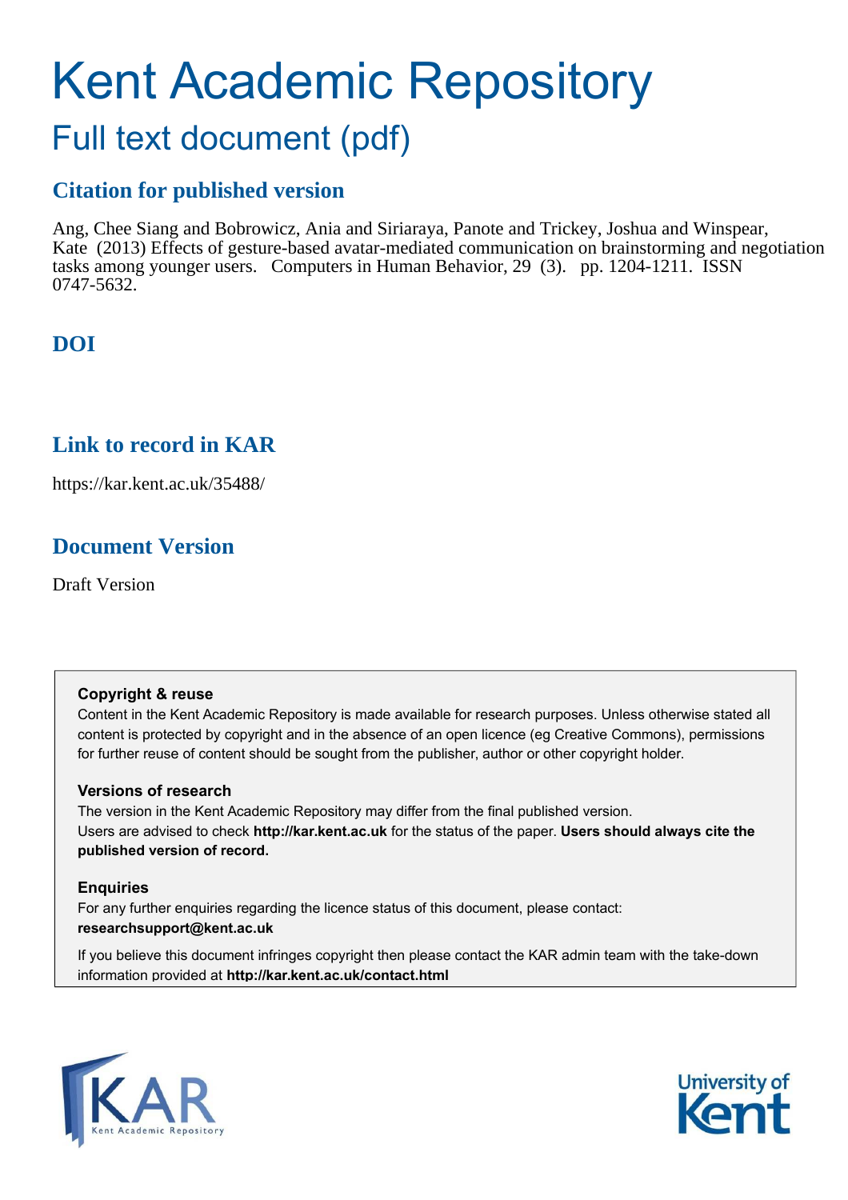# Kent Academic Repository

## Full text document (pdf)

### Citation for published version

Ang, Chee Siang and Bobrowicz, Ania and Siriaraya, Panote and Trickey, Joshua and Winspear, Kate (2013) Effects of gesture-based avatar-mediated communication on brainstorming and negotiation tasks among younger users. Computers in Human Behavior, 29 (3). pp. 1204-1211. ISSN 0747-5632.

### DOI

### Link to record in KAR

https://kar.kent.ac.uk/35488/

### Document Version

Draft Version

**Copyright & reuse**

Content in the Kent Academic Repository is made available for research purposes. Unless otherwise stated all content is protected by copyright and in the absence of an open licence (eg Creative Commons), permissions for further reuse of content should be sought from the publisher, author or other copyright holder.

**Versions of research**

The version in the Kent Academic Repository may differ from the final published version. Users are advised to check **http://kar.kent.ac.uk** for the status of the paper. **Users should always cite the published version of record.**

**Enquiries**

For any further enquiries regarding the licence status of this document, please contact: **researchsupport@kent.ac.uk**

If you believe this document infringes copyright then please contact the KAR admin team with the take-down information provided at **http://kar.kent.ac.uk/contact.html**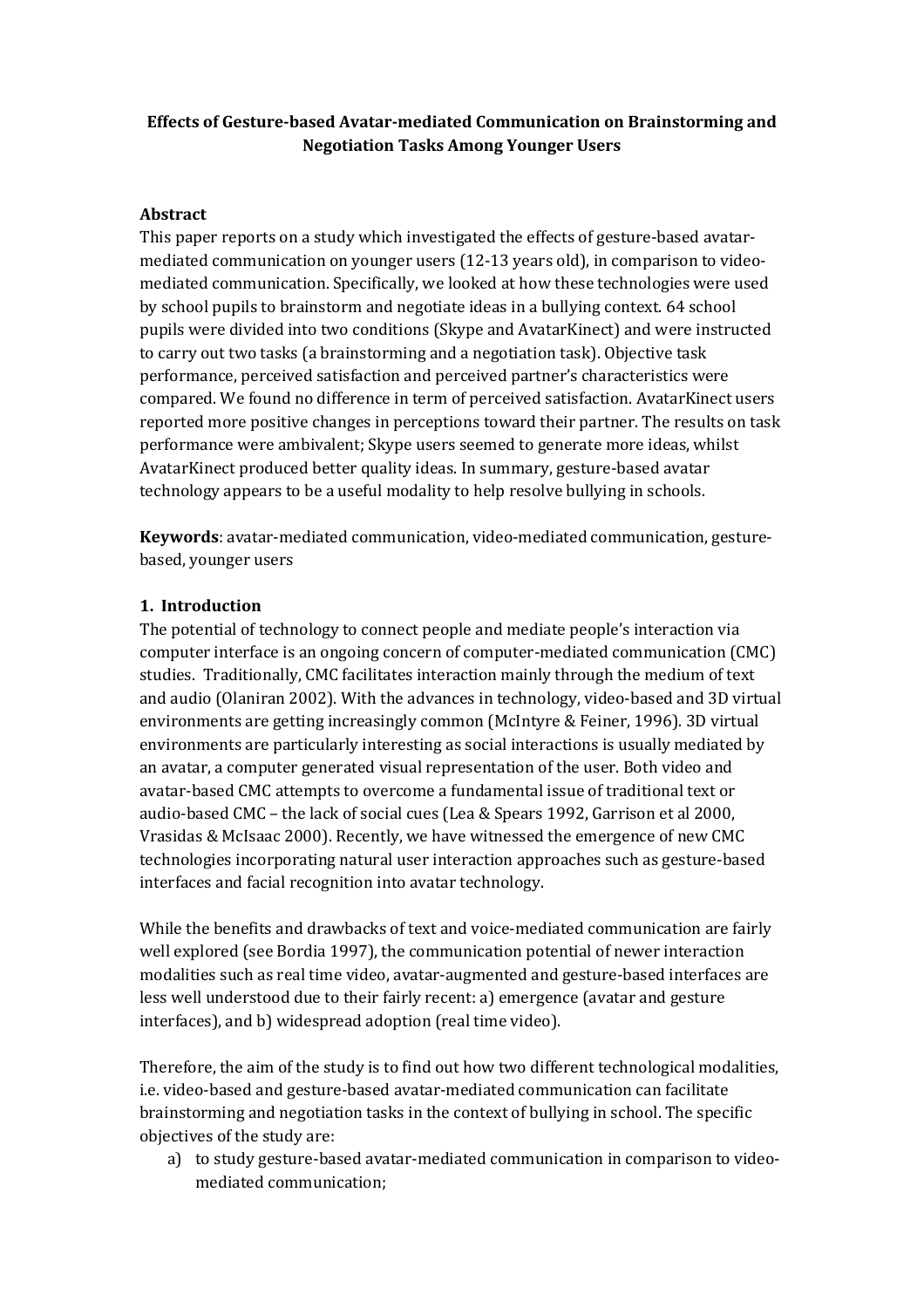**Effects of Gesture-based Avatar-mediated Communication on Brainstorming and Negotiation Tasks Among Younger Users**

**Abstract**

This paper reports on a study which investigated the effects of gesture-based avatar-mediated communication on younger users (12-13 years old), in comparison to video-mediated communication. Specifically, we looked at how these technologies were used by school pupils to brainstorm and negotiate ideas in a bullying context. 64 school pupils were divided into two conditions (Skype and AvatarKinect) and were instructed to carry out two tasks (a brainstorming and a negotiation task). Objective task performance, perceived satisfaction and perceived partner's characteristics were compared. We found no difference in term of perceived satisfaction. AvatarKinect users reported more positive changes in perceptions toward their partner. The results on task performance were ambivalent; Skype users seemed to generate more ideas, whilst AvatarKinect produced better quality ideas. In summary, gesture-based avatar technology appears to be a useful modality to help resolve bullying in schools.

**Keywords**: avatar-mediated communication, video-mediated communication, gesture-based, younger users

## 1. Introduction

The potential of technology to connect people and mediate people's interaction via computer interface is an ongoing concern of computer-mediated communication (CMC) studies. Traditionally, CMC facilitates interaction mainly through the medium of text and audio (Olaniran 2002). With the advances in technology, video-based and 3D virtual environments are getting increasingly common (McIntyre & Feiner, 1996). 3D virtual environments are particularly interesting as social interactions is usually mediated by an avatar, a computer generated visual representation of the user. Both video and avatar-based CMC attempts to overcome a fundamental issue of traditional text or audio-based CMC – the lack of social cues (Lea & Spears 1992, Garrison et al 2000, Vrasidas & McIsaac 2000). Recently, we have witnessed the emergence of new CMC technologies incorporating natural user interaction approaches such as gesture-based interfaces and facial recognition into avatar technology.

While the benefits and drawbacks of text and voice-mediated communication are fairly well explored (see Bordia 1997), the communication potential of newer interaction modalities such as real time video, avatar-augmented and gesture-based interfaces are less well understood due to their fairly recent: a) emergence (avatar and gesture interfaces), and b) widespread adoption (real time video).

Therefore, the aim of the study is to find out how two different technological modalities, i.e. video-based and gesture-based avatar-mediated communication can facilitate brainstorming and negotiation tasks in the context of bullying in school. The specific objectives of the study are:

a) to study gesture-based avatar-mediated communication in comparison to video-mediated communication;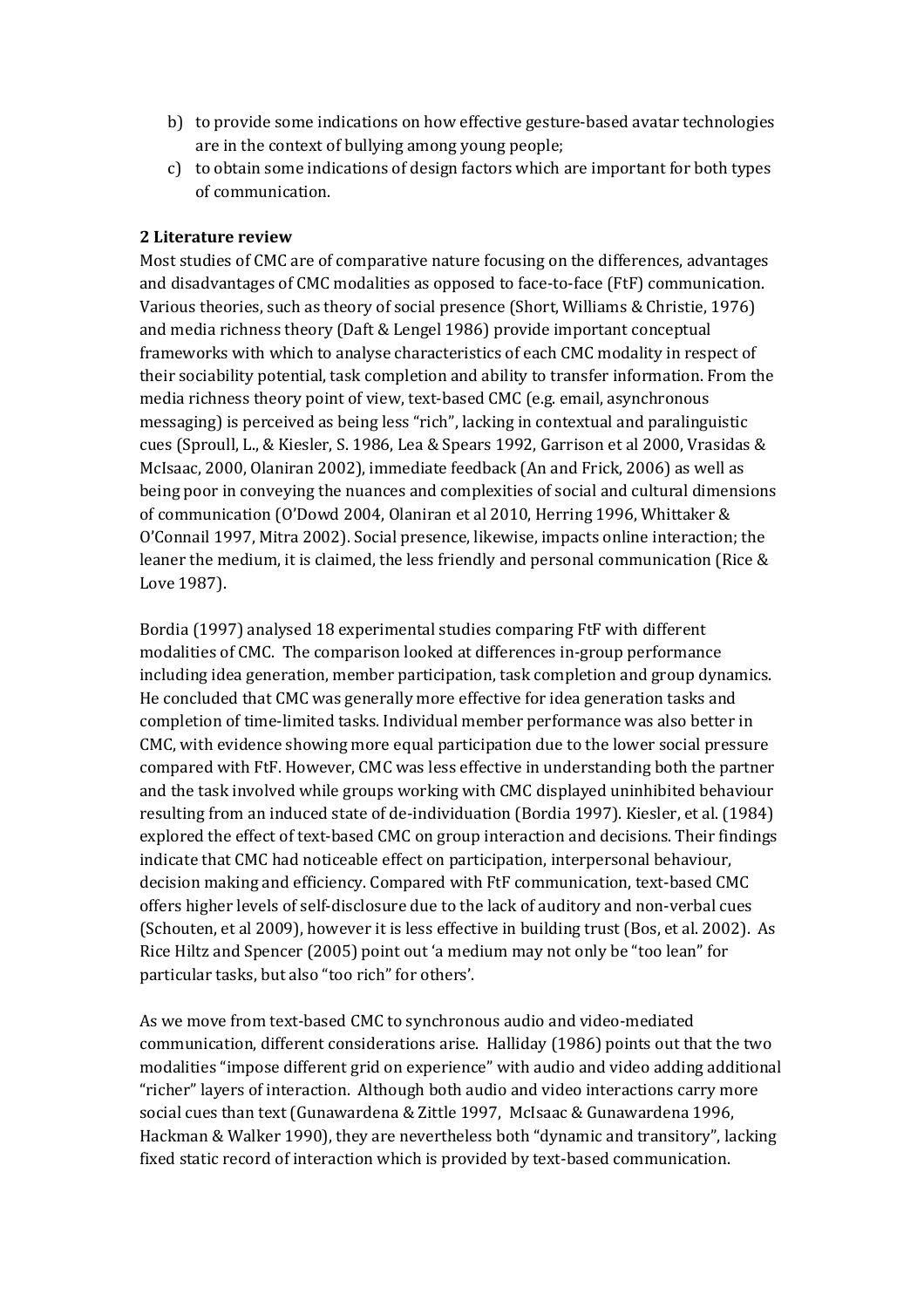b) to provide some indications on how effective gesture-based avatar technologies are in the context of bullying among young people;
c) to obtain some indications of design factors which are important for both types of communication.

## 2 Literature review

Most studies of CMC are of comparative nature focusing on the differences, advantages and disadvantages of CMC modalities as opposed to face-to-face (FtF) communication. Various theories, such as theory of social presence (Short, Williams & Christie, 1976) and media richness theory (Daft & Lengel 1986) provide important conceptual frameworks with which to analyse characteristics of each CMC modality in respect of their sociability potential, task completion and ability to transfer information. From the media richness theory point of view, text-based CMC (e.g. email, asynchronous messaging) is perceived as being less "rich", lacking in contextual and paralinguistic cues (Sproull, L., & Kiesler, S. 1986, Lea & Spears 1992, Garrison et al 2000, Vrasidas & McIsaac, 2000, Olaniran 2002), immediate feedback (An and Frick, 2006) as well as being poor in conveying the nuances and complexities of social and cultural dimensions of communication (O'Dowd 2004, Olaniran et al 2010, Herring 1996, Whittaker & O'Connail 1997, Mitra 2002). Social presence, likewise, impacts online interaction; the leaner the medium, it is claimed, the less friendly and personal communication (Rice & Love 1987).

Bordia (1997) analysed 18 experimental studies comparing FtF with different modalities of CMC. The comparison looked at differences in-group performance including idea generation, member participation, task completion and group dynamics. He concluded that CMC was generally more effective for idea generation tasks and completion of time-limited tasks. Individual member performance was also better in CMC, with evidence showing more equal participation due to the lower social pressure compared with FtF. However, CMC was less effective in understanding both the partner and the task involved while groups working with CMC displayed uninhibited behaviour resulting from an induced state of de-individuation (Bordia 1997). Kiesler, et al. (1984) explored the effect of text-based CMC on group interaction and decisions. Their findings indicate that CMC had noticeable effect on participation, interpersonal behaviour, decision making and efficiency. Compared with FtF communication, text-based CMC offers higher levels of self-disclosure due to the lack of auditory and non-verbal cues (Schouten, et al 2009), however it is less effective in building trust (Bos, et al. 2002). As Rice Hiltz and Spencer (2005) point out 'a medium may not only be "too lean" for particular tasks, but also "too rich" for others'.

As we move from text-based CMC to synchronous audio and video-mediated communication, different considerations arise. Halliday (1986) points out that the two modalities "impose different grid on experience" with audio and video adding additional "richer" layers of interaction. Although both audio and video interactions carry more social cues than text (Gunawardena & Zittle 1997, McIsaac & Gunawardena 1996, Hackman & Walker 1990), they are nevertheless both "dynamic and transitory", lacking fixed static record of interaction which is provided by text-based communication.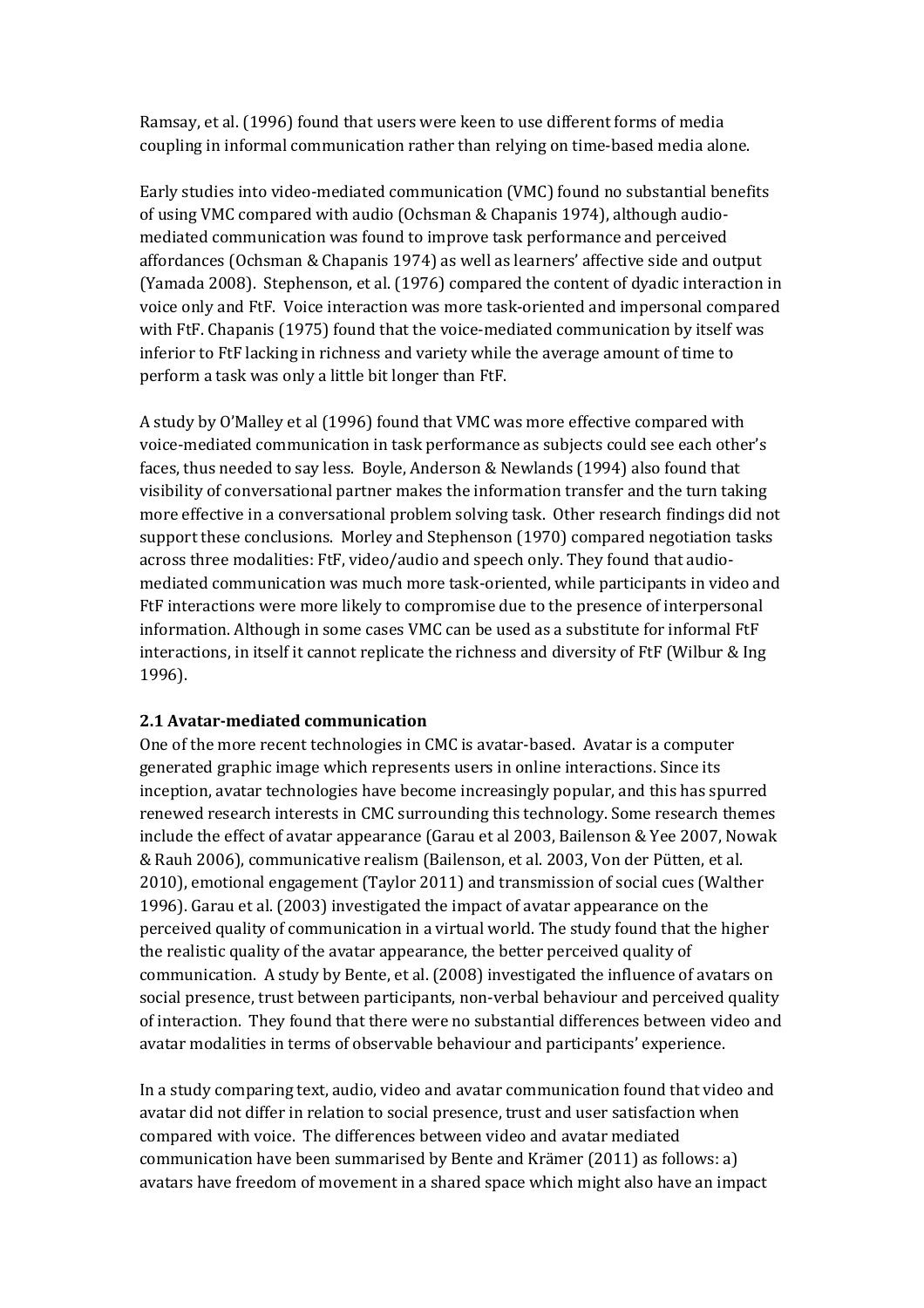Ramsay, et al. (1996) found that users were keen to use different forms of media coupling in informal communication rather than relying on time-based media alone.

Early studies into video-mediated communication (VMC) found no substantial benefits of using VMC compared with audio (Ochsman & Chapanis 1974), although audio-mediated communication was found to improve task performance and perceived affordances (Ochsman & Chapanis 1974) as well as learners' affective side and output (Yamada 2008). Stephenson, et al. (1976) compared the content of dyadic interaction in voice only and FtF. Voice interaction was more task-oriented and impersonal compared with FtF. Chapanis (1975) found that the voice-mediated communication by itself was inferior to FtF lacking in richness and variety while the average amount of time to perform a task was only a little bit longer than FtF.

A study by O'Malley et al (1996) found that VMC was more effective compared with voice-mediated communication in task performance as subjects could see each other's faces, thus needed to say less. Boyle, Anderson & Newlands (1994) also found that visibility of conversational partner makes the information transfer and the turn taking more effective in a conversational problem solving task. Other research findings did not support these conclusions. Morley and Stephenson (1970) compared negotiation tasks across three modalities: FtF, video/audio and speech only. They found that audio-mediated communication was much more task-oriented, while participants in video and FtF interactions were more likely to compromise due to the presence of interpersonal information. Although in some cases VMC can be used as a substitute for informal FtF interactions, in itself it cannot replicate the richness and diversity of FtF (Wilbur & Ing 1996).

### 2.1 Avatar-mediated communication

One of the more recent technologies in CMC is avatar-based. Avatar is a computer generated graphic image which represents users in online interactions. Since its inception, avatar technologies have become increasingly popular, and this has spurred renewed research interests in CMC surrounding this technology. Some research themes include the effect of avatar appearance (Garau et al 2003, Bailenson & Yee 2007, Nowak & Rauh 2006), communicative realism (Bailenson, et al. 2003, Von der Pütten, et al. 2010), emotional engagement (Taylor 2011) and transmission of social cues (Walther 1996). Garau et al. (2003) investigated the impact of avatar appearance on the perceived quality of communication in a virtual world. The study found that the higher the realistic quality of the avatar appearance, the better perceived quality of communication. A study by Bente, et al. (2008) investigated the influence of avatars on social presence, trust between participants, non-verbal behaviour and perceived quality of interaction. They found that there were no substantial differences between video and avatar modalities in terms of observable behaviour and participants' experience.

In a study comparing text, audio, video and avatar communication found that video and avatar did not differ in relation to social presence, trust and user satisfaction when compared with voice. The differences between video and avatar mediated communication have been summarised by Bente and Krämer (2011) as follows: a) avatars have freedom of movement in a shared space which might also have an impact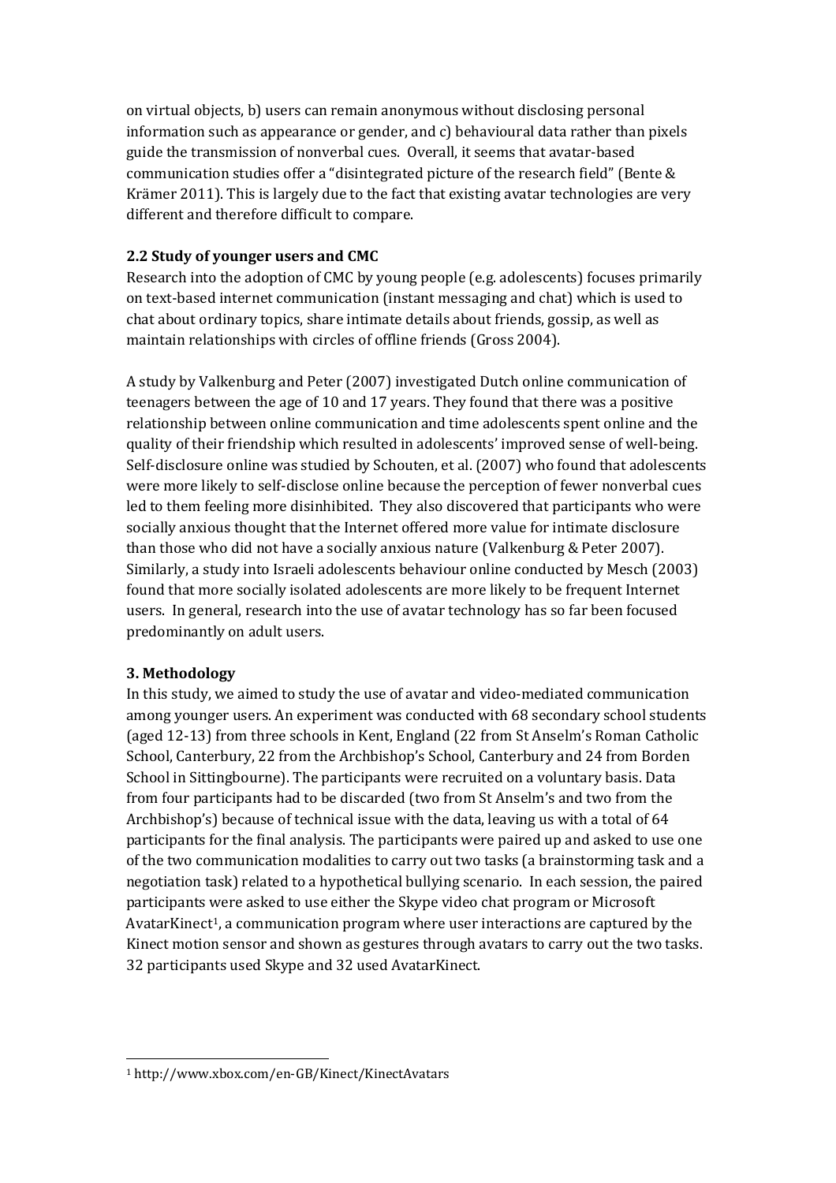on virtual objects, b) users can remain anonymous without disclosing personal information such as appearance or gender, and c) behavioural data rather than pixels guide the transmission of nonverbal cues. Overall, it seems that avatar-based communication studies offer a "disintegrated picture of the research field" (Bente & Krämer 2011). This is largely due to the fact that existing avatar technologies are very different and therefore difficult to compare.

### 2.2 Study of younger users and CMC

Research into the adoption of CMC by young people (e.g. adolescents) focuses primarily on text-based internet communication (instant messaging and chat) which is used to chat about ordinary topics, share intimate details about friends, gossip, as well as maintain relationships with circles of offline friends (Gross 2004).

A study by Valkenburg and Peter (2007) investigated Dutch online communication of teenagers between the age of 10 and 17 years. They found that there was a positive relationship between online communication and time adolescents spent online and the quality of their friendship which resulted in adolescents' improved sense of well-being. Self-disclosure online was studied by Schouten, et al. (2007) who found that adolescents were more likely to self-disclose online because the perception of fewer nonverbal cues led to them feeling more disinhibited. They also discovered that participants who were socially anxious thought that the Internet offered more value for intimate disclosure than those who did not have a socially anxious nature (Valkenburg & Peter 2007). Similarly, a study into Israeli adolescents behaviour online conducted by Mesch (2003) found that more socially isolated adolescents are more likely to be frequent Internet users. In general, research into the use of avatar technology has so far been focused predominantly on adult users.

## 3. Methodology

In this study, we aimed to study the use of avatar and video-mediated communication among younger users. An experiment was conducted with 68 secondary school students (aged 12-13) from three schools in Kent, England (22 from St Anselm's Roman Catholic School, Canterbury, 22 from the Archbishop's School, Canterbury and 24 from Borden School in Sittingbourne). The participants were recruited on a voluntary basis. Data from four participants had to be discarded (two from St Anselm's and two from the Archbishop's) because of technical issue with the data, leaving us with a total of 64 participants for the final analysis. The participants were paired up and asked to use one of the two communication modalities to carry out two tasks (a brainstorming task and a negotiation task) related to a hypothetical bullying scenario. In each session, the paired participants were asked to use either the Skype video chat program or Microsoft AvatarKinect[1], a communication program where user interactions are captured by the Kinect motion sensor and shown as gestures through avatars to carry out the two tasks. 32 participants used Skype and 32 used AvatarKinect.

[1] http://www.xbox.com/en-GB/Kinect/KinectAvatars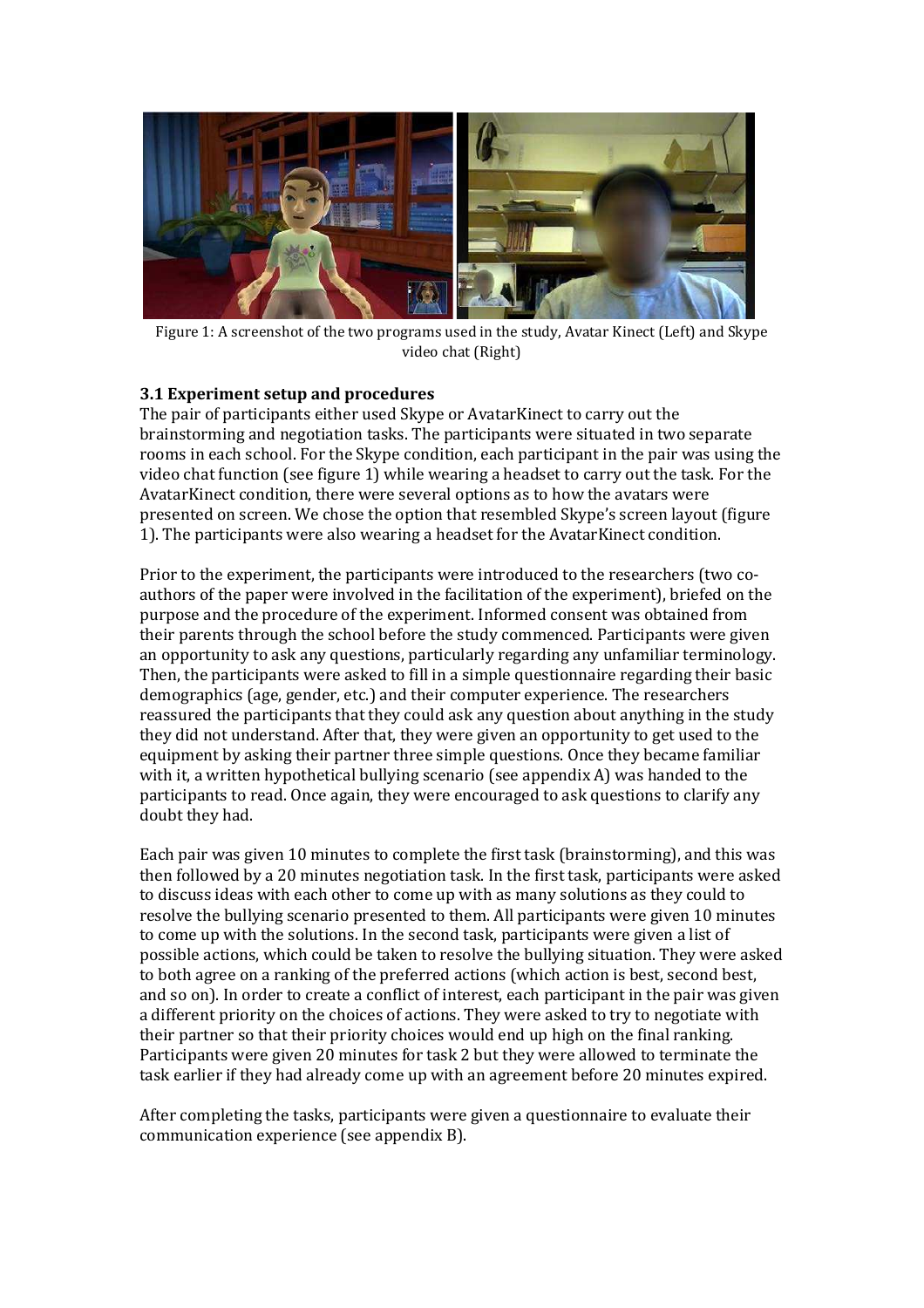Figure 1: A screenshot of the two programs used in the study, Avatar Kinect (Left) and Skype video chat (Right)

### 3.1 Experiment setup and procedures

The pair of participants either used Skype or AvatarKinect to carry out the brainstorming and negotiation tasks. The participants were situated in two separate rooms in each school. For the Skype condition, each participant in the pair was using the video chat function (see figure 1) while wearing a headset to carry out the task. For the AvatarKinect condition, there were several options as to how the avatars were presented on screen. We chose the option that resembled Skype's screen layout (figure 1). The participants were also wearing a headset for the AvatarKinect condition.

Prior to the experiment, the participants were introduced to the researchers (two co-authors of the paper were involved in the facilitation of the experiment), briefed on the purpose and the procedure of the experiment. Informed consent was obtained from their parents through the school before the study commenced. Participants were given an opportunity to ask any questions, particularly regarding any unfamiliar terminology. Then, the participants were asked to fill in a simple questionnaire regarding their basic demographics (age, gender, etc.) and their computer experience. The researchers reassured the participants that they could ask any question about anything in the study they did not understand. After that, they were given an opportunity to get used to the equipment by asking their partner three simple questions. Once they became familiar with it, a written hypothetical bullying scenario (see appendix A) was handed to the participants to read. Once again, they were encouraged to ask questions to clarify any doubt they had.

Each pair was given 10 minutes to complete the first task (brainstorming), and this was then followed by a 20 minutes negotiation task. In the first task, participants were asked to discuss ideas with each other to come up with as many solutions as they could to resolve the bullying scenario presented to them. All participants were given 10 minutes to come up with the solutions. In the second task, participants were given a list of possible actions, which could be taken to resolve the bullying situation. They were asked to both agree on a ranking of the preferred actions (which action is best, second best, and so on). In order to create a conflict of interest, each participant in the pair was given a different priority on the choices of actions. They were asked to try to negotiate with their partner so that their priority choices would end up high on the final ranking. Participants were given 20 minutes for task 2 but they were allowed to terminate the task earlier if they had already come up with an agreement before 20 minutes expired.

After completing the tasks, participants were given a questionnaire to evaluate their communication experience (see appendix B).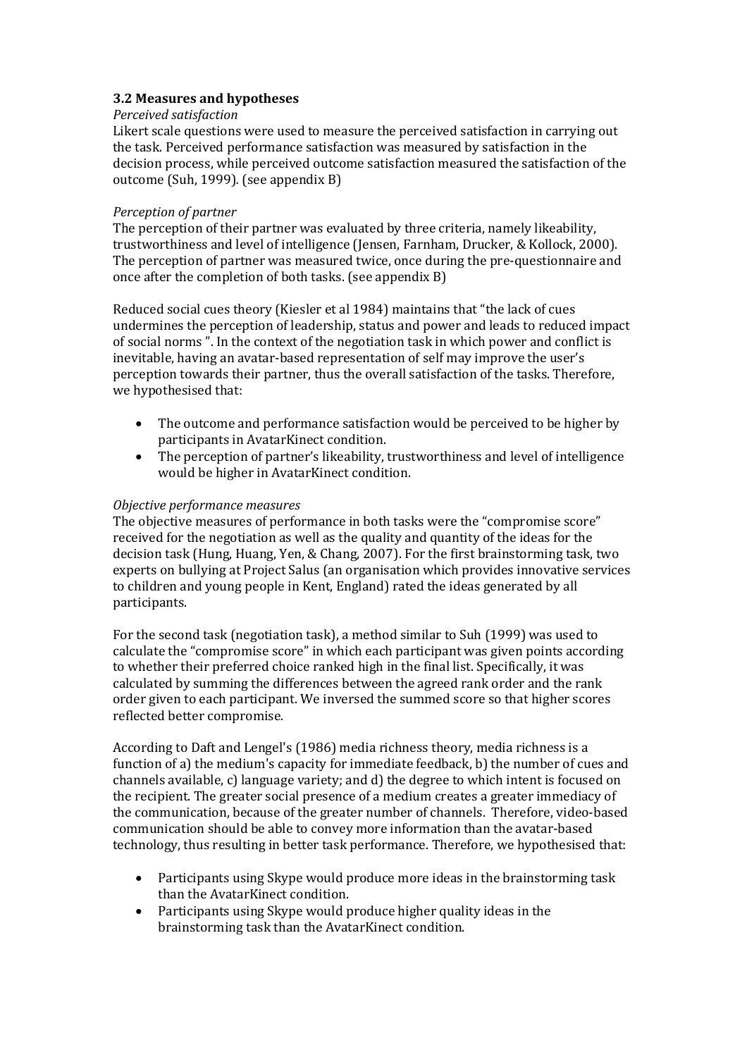### 3.2 Measures and hypotheses

*Perceived satisfaction*

Likert scale questions were used to measure the perceived satisfaction in carrying out the task. Perceived performance satisfaction was measured by satisfaction in the decision process, while perceived outcome satisfaction measured the satisfaction of the outcome (Suh, 1999). (see appendix B)

*Perception of partner*

The perception of their partner was evaluated by three criteria, namely likeability, trustworthiness and level of intelligence (Jensen, Farnham, Drucker, & Kollock, 2000). The perception of partner was measured twice, once during the pre-questionnaire and once after the completion of both tasks. (see appendix B)

Reduced social cues theory (Kiesler et al 1984) maintains that "the lack of cues undermines the perception of leadership, status and power and leads to reduced impact of social norms ". In the context of the negotiation task in which power and conflict is inevitable, having an avatar-based representation of self may improve the user's perception towards their partner, thus the overall satisfaction of the tasks. Therefore, we hypothesised that:

- The outcome and performance satisfaction would be perceived to be higher by participants in AvatarKinect condition.
- The perception of partner's likeability, trustworthiness and level of intelligence would be higher in AvatarKinect condition.

*Objective performance measures*

The objective measures of performance in both tasks were the "compromise score" received for the negotiation as well as the quality and quantity of the ideas for the decision task (Hung, Huang, Yen, & Chang, 2007). For the first brainstorming task, two experts on bullying at Project Salus (an organisation which provides innovative services to children and young people in Kent, England) rated the ideas generated by all participants.

For the second task (negotiation task), a method similar to Suh (1999) was used to calculate the "compromise score" in which each participant was given points according to whether their preferred choice ranked high in the final list. Specifically, it was calculated by summing the differences between the agreed rank order and the rank order given to each participant. We inversed the summed score so that higher scores reflected better compromise.

According to Daft and Lengel's (1986) media richness theory, media richness is a function of a) the medium's capacity for immediate feedback, b) the number of cues and channels available, c) language variety; and d) the degree to which intent is focused on the recipient. The greater social presence of a medium creates a greater immediacy of the communication, because of the greater number of channels. Therefore, video-based communication should be able to convey more information than the avatar-based technology, thus resulting in better task performance. Therefore, we hypothesised that:

- Participants using Skype would produce more ideas in the brainstorming task than the AvatarKinect condition.
- Participants using Skype would produce higher quality ideas in the brainstorming task than the AvatarKinect condition.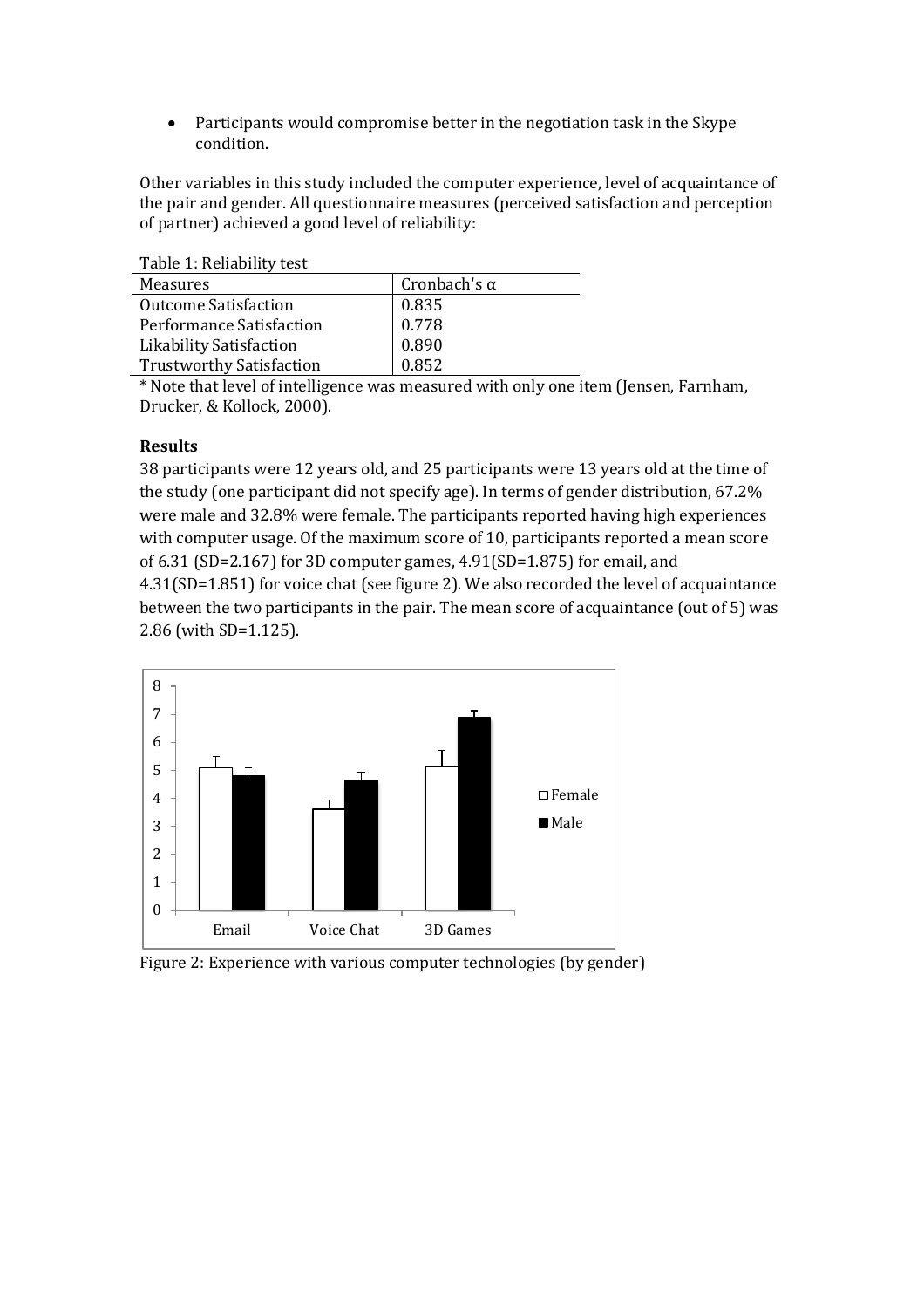- Participants would compromise better in the negotiation task in the Skype condition.

Other variables in this study included the computer experience, level of acquaintance of the pair and gender. All questionnaire measures (perceived satisfaction and perception of partner) achieved a good level of reliability:

Table 1: Reliability test

| Measures | Cronbach's α |
|---|---|
| Outcome Satisfaction | 0.835 |
| Performance Satisfaction | 0.778 |
| Likability Satisfaction | 0.890 |
| Trustworthy Satisfaction | 0.852 |

* Note that level of intelligence was measured with only one item (Jensen, Farnham, Drucker, & Kollock, 2000).

**Results**

38 participants were 12 years old, and 25 participants were 13 years old at the time of the study (one participant did not specify age). In terms of gender distribution, 67.2% were male and 32.8% were female. The participants reported having high experiences with computer usage. Of the maximum score of 10, participants reported a mean score of 6.31 (SD=2.167) for 3D computer games, 4.91(SD=1.875) for email, and 4.31(SD=1.851) for voice chat (see figure 2). We also recorded the level of acquaintance between the two participants in the pair. The mean score of acquaintance (out of 5) was 2.86 (with SD=1.125).

Figure 2: Experience with various computer technologies (by gender)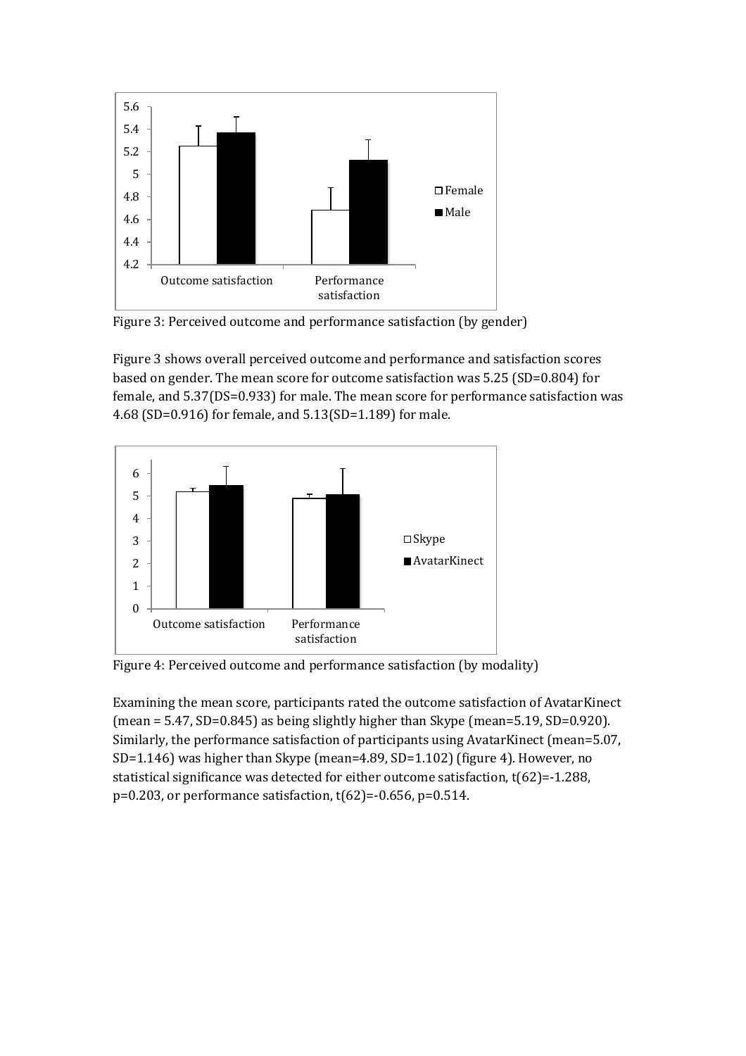Figure 3: Perceived outcome and performance satisfaction (by gender)

Figure 3 shows overall perceived outcome and performance and satisfaction scores based on gender. The mean score for outcome satisfaction was 5.25 (SD=0.804) for female, and 5.37(DS=0.933) for male. The mean score for performance satisfaction was 4.68 (SD=0.916) for female, and 5.13(SD=1.189) for male.

Figure 4: Perceived outcome and performance satisfaction (by modality)

Examining the mean score, participants rated the outcome satisfaction of AvatarKinect (mean = 5.47, SD=0.845) as being slightly higher than Skype (mean=5.19, SD=0.920). Similarly, the performance satisfaction of participants using AvatarKinect (mean=5.07, SD=1.146) was higher than Skype (mean=4.89, SD=1.102) (figure 4). However, no statistical significance was detected for either outcome satisfaction, $t(62)=-1.288$, $p=0.203$, or performance satisfaction, $t(62)=-0.656$, $p=0.514$.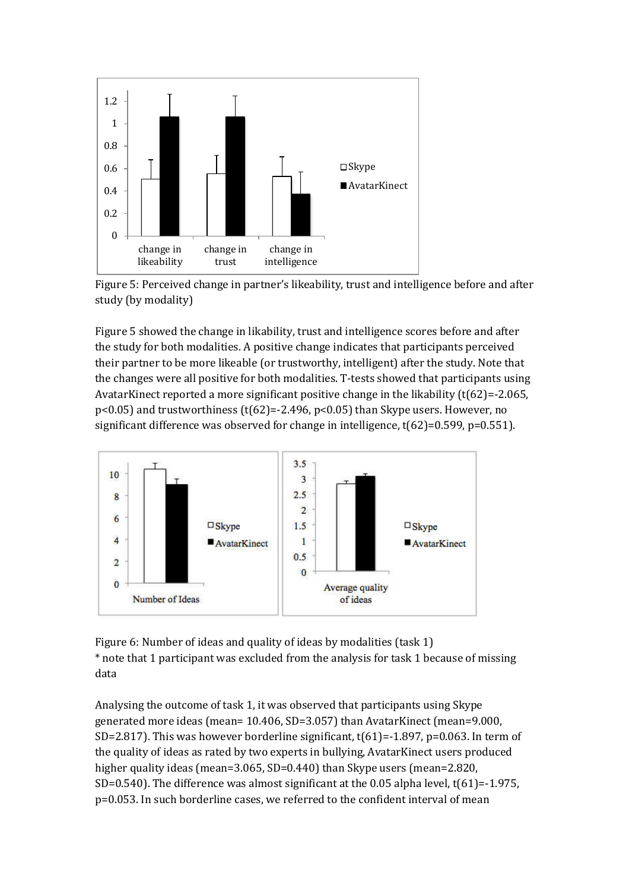Figure 5: Perceived change in partner's likeability, trust and intelligence before and after study (by modality)

Figure 5 showed the change in likability, trust and intelligence scores before and after the study for both modalities. A positive change indicates that participants perceived their partner to be more likeable (or trustworthy, intelligent) after the study. Note that the changes were all positive for both modalities. T-tests showed that participants using AvatarKinect reported a more significant positive change in the likability ($t(62)=-2.065$, $p<0.05$) and trustworthiness ($t(62)=-2.496$, $p<0.05$) than Skype users. However, no significant difference was observed for change in intelligence, $t(62)=0.599$, $p=0.551$).

Figure 6: Number of ideas and quality of ideas by modalities (task 1)
\* note that 1 participant was excluded from the analysis for task 1 because of missing data

Analysing the outcome of task 1, it was observed that participants using Skype generated more ideas (mean= 10.406, SD=3.057) than AvatarKinect (mean=9.000, SD=2.817). This was however borderline significant, $t(61)=-1.897$, $p=0.063$. In term of the quality of ideas as rated by two experts in bullying, AvatarKinect users produced higher quality ideas (mean=3.065, SD=0.440) than Skype users (mean=2.820, SD=0.540). The difference was almost significant at the 0.05 alpha level, $t(61)=-1.975$, $p=0.053$. In such borderline cases, we referred to the confident interval of mean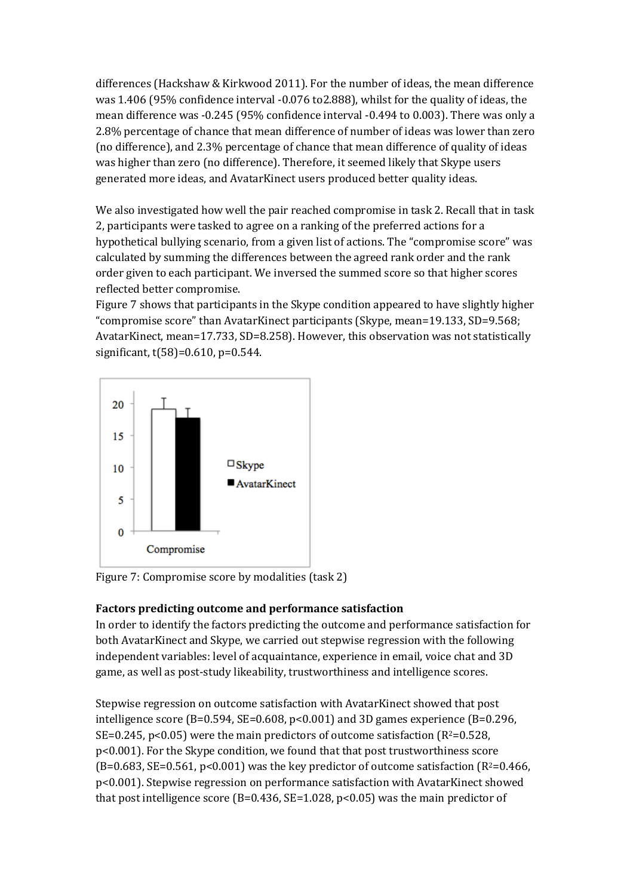differences (Hackshaw & Kirkwood 2011). For the number of ideas, the mean difference was 1.406 (95% confidence interval -0.076 to2.888), whilst for the quality of ideas, the mean difference was -0.245 (95% confidence interval -0.494 to 0.003). There was only a 2.8% percentage of chance that mean difference of number of ideas was lower than zero (no difference), and 2.3% percentage of chance that mean difference of quality of ideas was higher than zero (no difference). Therefore, it seemed likely that Skype users generated more ideas, and AvatarKinect users produced better quality ideas.

We also investigated how well the pair reached compromise in task 2. Recall that in task 2, participants were tasked to agree on a ranking of the preferred actions for a hypothetical bullying scenario, from a given list of actions. The "compromise score" was calculated by summing the differences between the agreed rank order and the rank order given to each participant. We inversed the summed score so that higher scores reflected better compromise.

Figure 7 shows that participants in the Skype condition appeared to have slightly higher "compromise score" than AvatarKinect participants (Skype, mean=19.133, SD=9.568; AvatarKinect, mean=17.733, SD=8.258). However, this observation was not statistically significant, $t(58)=0.610$, $p=0.544$.

Figure 7: Compromise score by modalities (task 2)

**Factors predicting outcome and performance satisfaction**

In order to identify the factors predicting the outcome and performance satisfaction for both AvatarKinect and Skype, we carried out stepwise regression with the following independent variables: level of acquaintance, experience in email, voice chat and 3D game, as well as post-study likeability, trustworthiness and intelligence scores.

Stepwise regression on outcome satisfaction with AvatarKinect showed that post intelligence score ($B=0.594$, $SE=0.608$, $p<0.001$) and 3D games experience ($B=0.296$, $SE=0.245$, $p<0.05$) were the main predictors of outcome satisfaction ($R^2=0.528$, $p<0.001$). For the Skype condition, we found that that post trustworthiness score ($B=0.683$, $SE=0.561$, $p<0.001$) was the key predictor of outcome satisfaction ($R^2=0.466$, $p<0.001$). Stepwise regression on performance satisfaction with AvatarKinect showed that post intelligence score ($B=0.436$, $SE=1.028$, $p<0.05$) was the main predictor of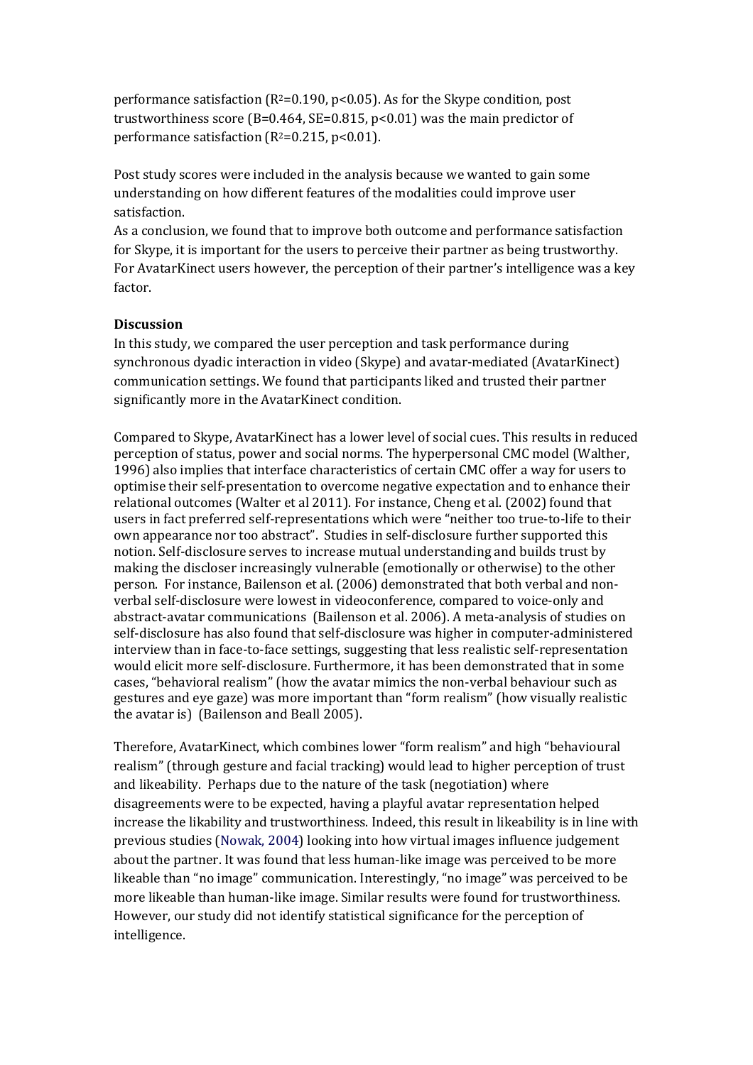performance satisfaction ($R^2$=0.190, $p<0.05$). As for the Skype condition, post trustworthiness score (B=0.464, SE=0.815, $p<0.01$) was the main predictor of performance satisfaction ($R^2$=0.215, $p<0.01$).

Post study scores were included in the analysis because we wanted to gain some understanding on how different features of the modalities could improve user satisfaction.

As a conclusion, we found that to improve both outcome and performance satisfaction for Skype, it is important for the users to perceive their partner as being trustworthy. For AvatarKinect users however, the perception of their partner's intelligence was a key factor.

**Discussion**

In this study, we compared the user perception and task performance during synchronous dyadic interaction in video (Skype) and avatar-mediated (AvatarKinect) communication settings. We found that participants liked and trusted their partner significantly more in the AvatarKinect condition.

Compared to Skype, AvatarKinect has a lower level of social cues. This results in reduced perception of status, power and social norms. The hyperpersonal CMC model (Walther, 1996) also implies that interface characteristics of certain CMC offer a way for users to optimise their self-presentation to overcome negative expectation and to enhance their relational outcomes (Walter et al 2011). For instance, Cheng et al. (2002) found that users in fact preferred self-representations which were "neither too true-to-life to their own appearance nor too abstract". Studies in self-disclosure further supported this notion. Self-disclosure serves to increase mutual understanding and builds trust by making the discloser increasingly vulnerable (emotionally or otherwise) to the other person. For instance, Bailenson et al. (2006) demonstrated that both verbal and non-verbal self-disclosure were lowest in videoconference, compared to voice-only and abstract-avatar communications (Bailenson et al. 2006). A meta-analysis of studies on self-disclosure has also found that self-disclosure was higher in computer-administered interview than in face-to-face settings, suggesting that less realistic self-representation would elicit more self-disclosure. Furthermore, it has been demonstrated that in some cases, "behavioral realism" (how the avatar mimics the non-verbal behaviour such as gestures and eye gaze) was more important than "form realism" (how visually realistic the avatar is) (Bailenson and Beall 2005).

Therefore, AvatarKinect, which combines lower "form realism" and high "behavioural realism" (through gesture and facial tracking) would lead to higher perception of trust and likeability. Perhaps due to the nature of the task (negotiation) where disagreements were to be expected, having a playful avatar representation helped increase the likability and trustworthiness. Indeed, this result in likeability is in line with previous studies (Nowak, 2004) looking into how virtual images influence judgement about the partner. It was found that less human-like image was perceived to be more likeable than "no image" communication. Interestingly, "no image" was perceived to be more likeable than human-like image. Similar results were found for trustworthiness. However, our study did not identify statistical significance for the perception of intelligence.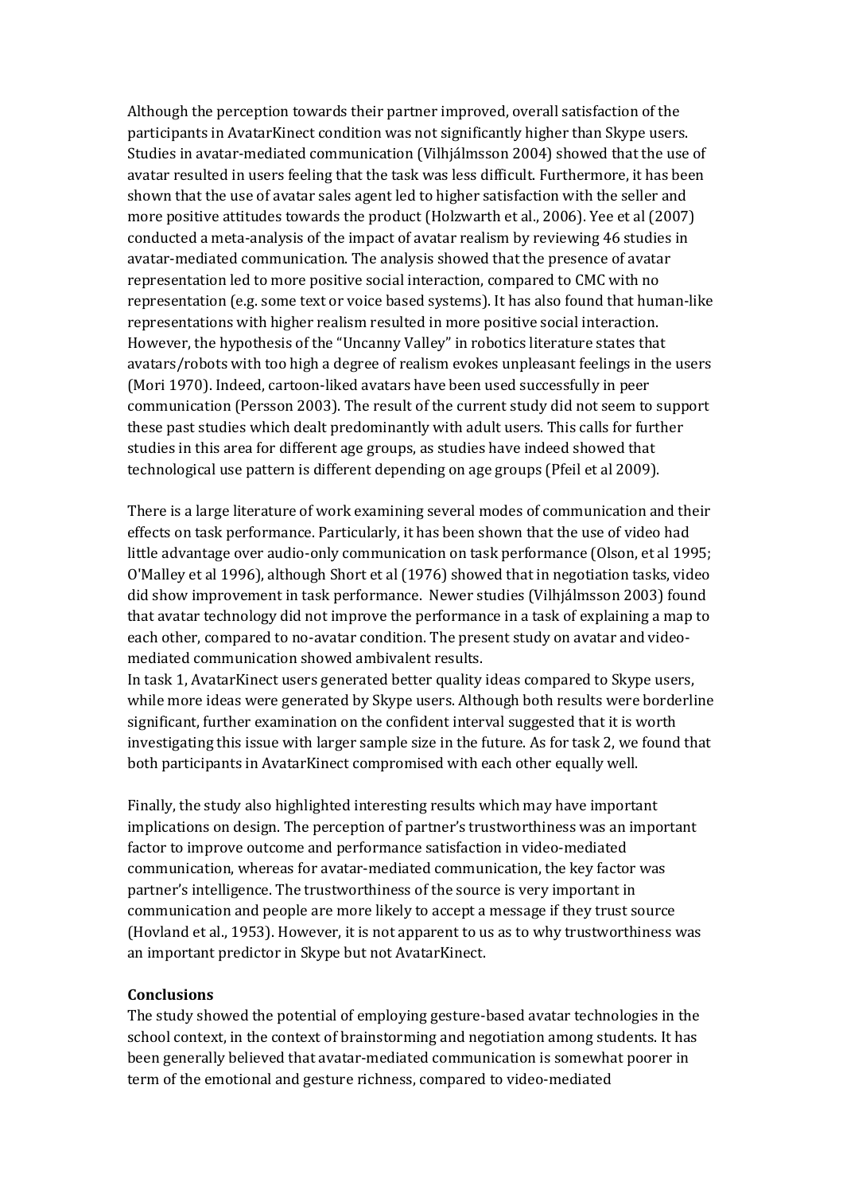Although the perception towards their partner improved, overall satisfaction of the participants in AvatarKinect condition was not significantly higher than Skype users. Studies in avatar-mediated communication (Vilhjálmsson 2004) showed that the use of avatar resulted in users feeling that the task was less difficult. Furthermore, it has been shown that the use of avatar sales agent led to higher satisfaction with the seller and more positive attitudes towards the product (Holzwarth et al., 2006). Yee et al (2007) conducted a meta-analysis of the impact of avatar realism by reviewing 46 studies in avatar-mediated communication. The analysis showed that the presence of avatar representation led to more positive social interaction, compared to CMC with no representation (e.g. some text or voice based systems). It has also found that human-like representations with higher realism resulted in more positive social interaction. However, the hypothesis of the "Uncanny Valley" in robotics literature states that avatars/robots with too high a degree of realism evokes unpleasant feelings in the users (Mori 1970). Indeed, cartoon-liked avatars have been used successfully in peer communication (Persson 2003). The result of the current study did not seem to support these past studies which dealt predominantly with adult users. This calls for further studies in this area for different age groups, as studies have indeed showed that technological use pattern is different depending on age groups (Pfeil et al 2009).

There is a large literature of work examining several modes of communication and their effects on task performance. Particularly, it has been shown that the use of video had little advantage over audio-only communication on task performance (Olson, et al 1995; O'Malley et al 1996), although Short et al (1976) showed that in negotiation tasks, video did show improvement in task performance. Newer studies (Vilhjálmsson 2003) found that avatar technology did not improve the performance in a task of explaining a map to each other, compared to no-avatar condition. The present study on avatar and video-mediated communication showed ambivalent results.
In task 1, AvatarKinect users generated better quality ideas compared to Skype users, while more ideas were generated by Skype users. Although both results were borderline significant, further examination on the confident interval suggested that it is worth investigating this issue with larger sample size in the future. As for task 2, we found that both participants in AvatarKinect compromised with each other equally well.

Finally, the study also highlighted interesting results which may have important implications on design. The perception of partner's trustworthiness was an important factor to improve outcome and performance satisfaction in video-mediated communication, whereas for avatar-mediated communication, the key factor was partner's intelligence. The trustworthiness of the source is very important in communication and people are more likely to accept a message if they trust source (Hovland et al., 1953). However, it is not apparent to us as to why trustworthiness was an important predictor in Skype but not AvatarKinect.

**Conclusions**

The study showed the potential of employing gesture-based avatar technologies in the school context, in the context of brainstorming and negotiation among students. It has been generally believed that avatar-mediated communication is somewhat poorer in term of the emotional and gesture richness, compared to video-mediated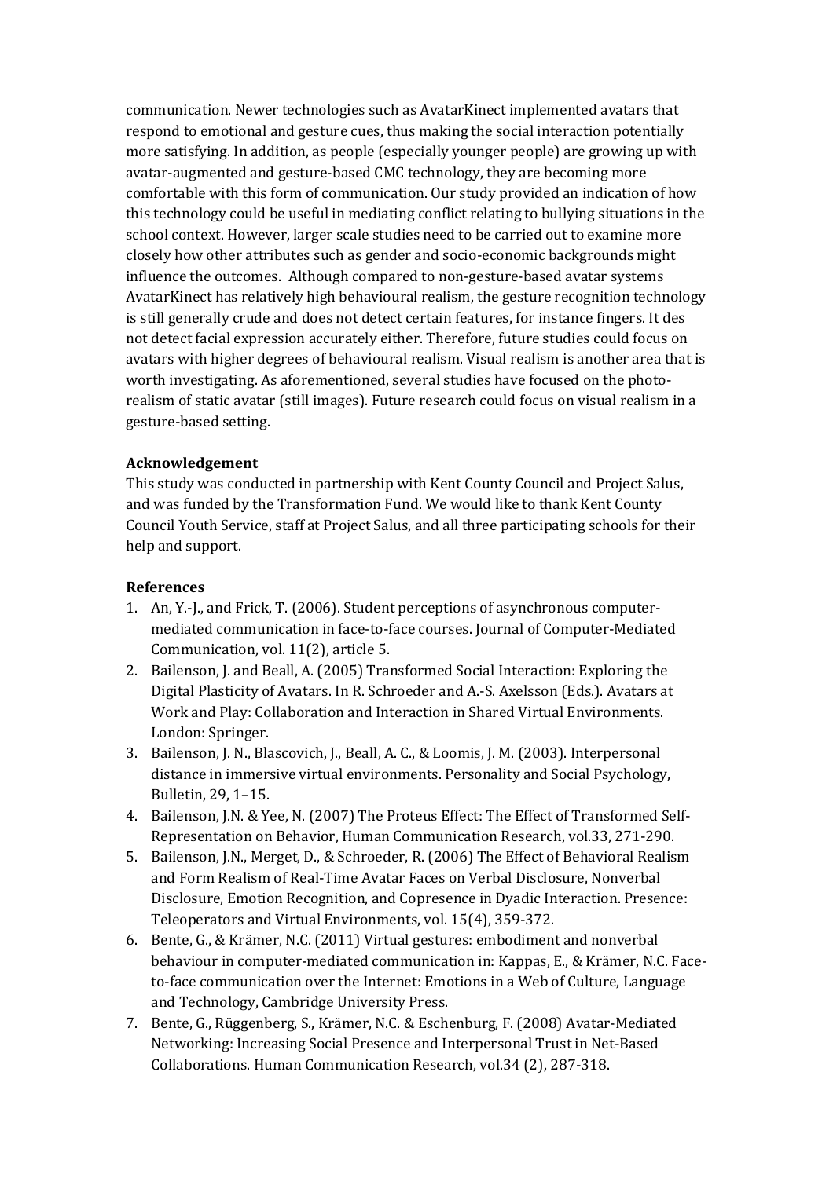communication. Newer technologies such as AvatarKinect implemented avatars that respond to emotional and gesture cues, thus making the social interaction potentially more satisfying. In addition, as people (especially younger people) are growing up with avatar-augmented and gesture-based CMC technology, they are becoming more comfortable with this form of communication. Our study provided an indication of how this technology could be useful in mediating conflict relating to bullying situations in the school context. However, larger scale studies need to be carried out to examine more closely how other attributes such as gender and socio-economic backgrounds might influence the outcomes. Although compared to non-gesture-based avatar systems AvatarKinect has relatively high behavioural realism, the gesture recognition technology is still generally crude and does not detect certain features, for instance fingers. It des not detect facial expression accurately either. Therefore, future studies could focus on avatars with higher degrees of behavioural realism. Visual realism is another area that is worth investigating. As aforementioned, several studies have focused on the photo-realism of static avatar (still images). Future research could focus on visual realism in a gesture-based setting.

**Acknowledgement**

This study was conducted in partnership with Kent County Council and Project Salus, and was funded by the Transformation Fund. We would like to thank Kent County Council Youth Service, staff at Project Salus, and all three participating schools for their help and support.

**References**

1. An, Y.-J., and Frick, T. (2006). Student perceptions of asynchronous computer-mediated communication in face-to-face courses. Journal of Computer-Mediated Communication, vol. 11(2), article 5.
2. Bailenson, J. and Beall, A. (2005) Transformed Social Interaction: Exploring the Digital Plasticity of Avatars. In R. Schroeder and A.-S. Axelsson (Eds.). Avatars at Work and Play: Collaboration and Interaction in Shared Virtual Environments. London: Springer.
3. Bailenson, J. N., Blascovich, J., Beall, A. C., & Loomis, J. M. (2003). Interpersonal distance in immersive virtual environments. Personality and Social Psychology, Bulletin, 29, 1–15.
4. Bailenson, J.N. & Yee, N. (2007) The Proteus Effect: The Effect of Transformed Self-Representation on Behavior, Human Communication Research, vol.33, 271-290.
5. Bailenson, J.N., Merget, D., & Schroeder, R. (2006) The Effect of Behavioral Realism and Form Realism of Real-Time Avatar Faces on Verbal Disclosure, Nonverbal Disclosure, Emotion Recognition, and Copresence in Dyadic Interaction. Presence: Teleoperators and Virtual Environments, vol. 15(4), 359-372.
6. Bente, G., & Krämer, N.C. (2011) Virtual gestures: embodiment and nonverbal behaviour in computer-mediated communication in: Kappas, E., & Krämer, N.C. Face-to-face communication over the Internet: Emotions in a Web of Culture, Language and Technology, Cambridge University Press.
7. Bente, G., Rüggenberg, S., Krämer, N.C. & Eschenburg, F. (2008) Avatar-Mediated Networking: Increasing Social Presence and Interpersonal Trust in Net-Based Collaborations. Human Communication Research, vol.34 (2), 287-318.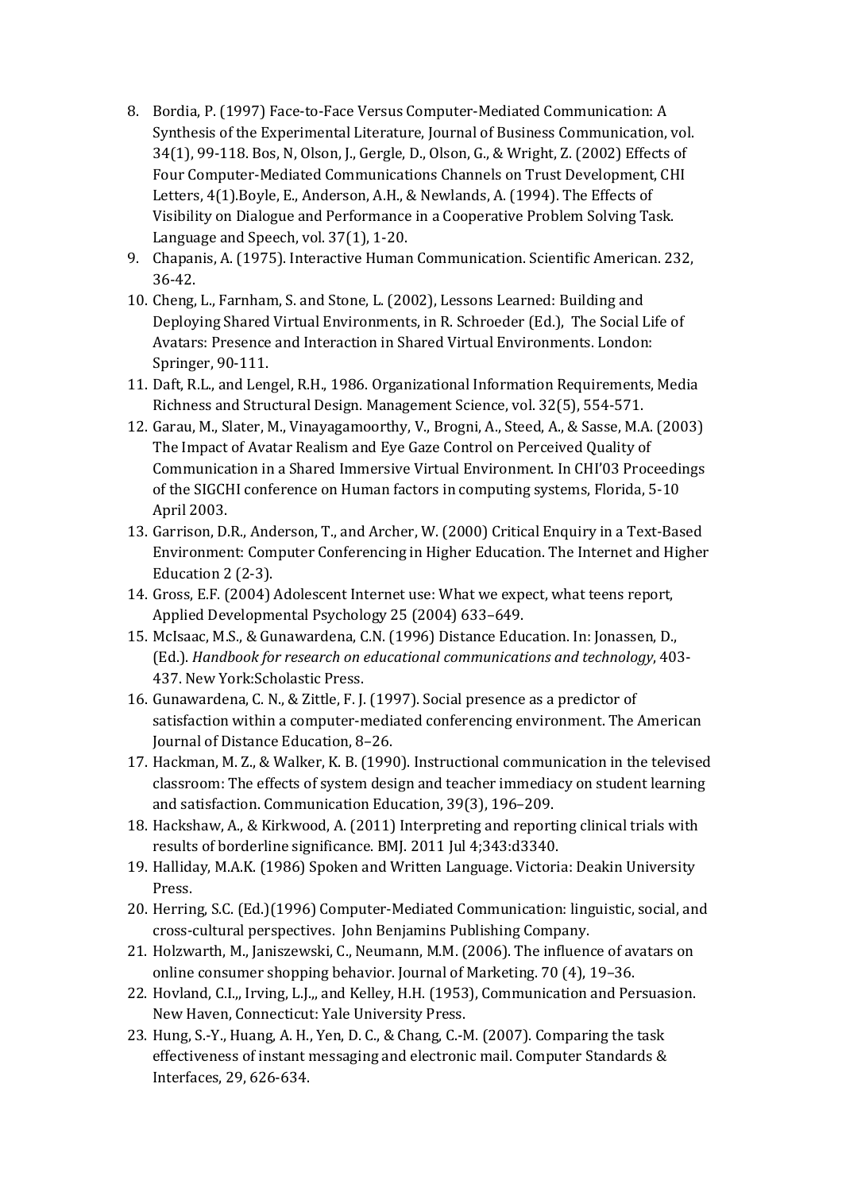8. Bordia, P. (1997) Face-to-Face Versus Computer-Mediated Communication: A Synthesis of the Experimental Literature, Journal of Business Communication, vol. 34(1), 99-118. Bos, N, Olson, J., Gergle, D., Olson, G., & Wright, Z. (2002) Effects of Four Computer-Mediated Communications Channels on Trust Development, CHI Letters, 4(1).Boyle, E., Anderson, A.H., & Newlands, A. (1994). The Effects of Visibility on Dialogue and Performance in a Cooperative Problem Solving Task. Language and Speech, vol. 37(1), 1-20.
9. Chapanis, A. (1975). Interactive Human Communication. Scientific American. 232, 36-42.
10. Cheng, L., Farnham, S. and Stone, L. (2002), Lessons Learned: Building and Deploying Shared Virtual Environments, in R. Schroeder (Ed.), The Social Life of Avatars: Presence and Interaction in Shared Virtual Environments. London: Springer, 90-111.
11. Daft, R.L., and Lengel, R.H., 1986. Organizational Information Requirements, Media Richness and Structural Design. Management Science, vol. 32(5), 554-571.
12. Garau, M., Slater, M., Vinayagamoorthy, V., Brogni, A., Steed, A., & Sasse, M.A. (2003) The Impact of Avatar Realism and Eye Gaze Control on Perceived Quality of Communication in a Shared Immersive Virtual Environment. In CHI'03 Proceedings of the SIGCHI conference on Human factors in computing systems, Florida, 5-10 April 2003.
13. Garrison, D.R., Anderson, T., and Archer, W. (2000) Critical Enquiry in a Text-Based Environment: Computer Conferencing in Higher Education. The Internet and Higher Education 2 (2-3).
14. Gross, E.F. (2004) Adolescent Internet use: What we expect, what teens report, Applied Developmental Psychology 25 (2004) 633–649.
15. McIsaac, M.S., & Gunawardena, C.N. (1996) Distance Education. In: Jonassen, D., (Ed.). *Handbook for research on educational communications and technology*, 403-437. New York:Scholastic Press.
16. Gunawardena, C. N., & Zittle, F. J. (1997). Social presence as a predictor of satisfaction within a computer-mediated conferencing environment. The American Journal of Distance Education, 8–26.
17. Hackman, M. Z., & Walker, K. B. (1990). Instructional communication in the televised classroom: The effects of system design and teacher immediacy on student learning and satisfaction. Communication Education, 39(3), 196–209.
18. Hackshaw, A., & Kirkwood, A. (2011) Interpreting and reporting clinical trials with results of borderline significance. BMJ. 2011 Jul 4;343:d3340.
19. Halliday, M.A.K. (1986) Spoken and Written Language. Victoria: Deakin University Press.
20. Herring, S.C. (Ed.)(1996) Computer-Mediated Communication: linguistic, social, and cross-cultural perspectives. John Benjamins Publishing Company.
21. Holzwarth, M., Janiszewski, C., Neumann, M.M. (2006). The influence of avatars on online consumer shopping behavior. Journal of Marketing. 70 (4), 19–36.
22. Hovland, C.I.,, Irving, L.J.,, and Kelley, H.H. (1953), Communication and Persuasion. New Haven, Connecticut: Yale University Press.
23. Hung, S.-Y., Huang, A. H., Yen, D. C., & Chang, C.-M. (2007). Comparing the task effectiveness of instant messaging and electronic mail. Computer Standards & Interfaces, 29, 626-634.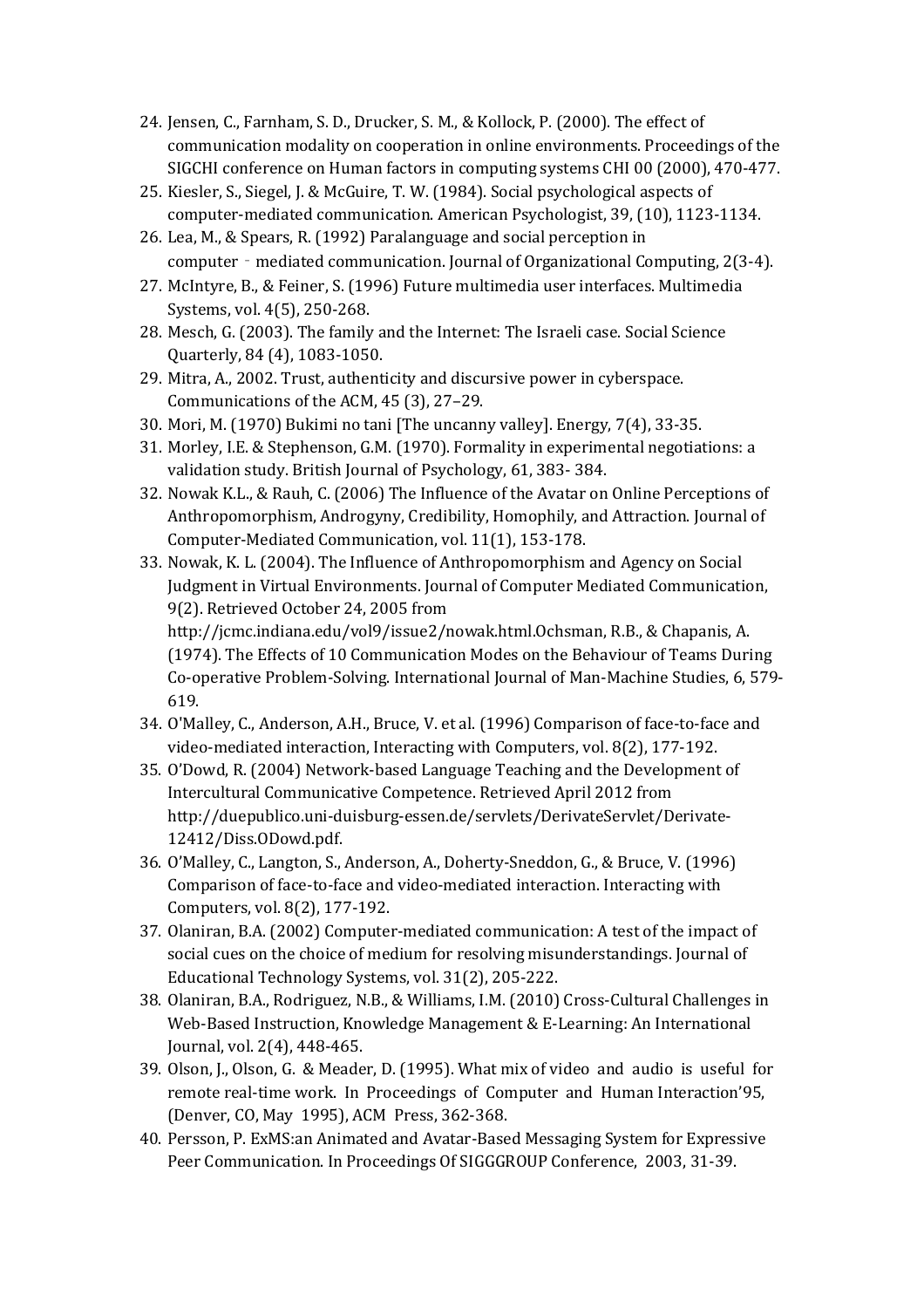24. Jensen, C., Farnham, S. D., Drucker, S. M., & Kollock, P. (2000). The effect of communication modality on cooperation in online environments. Proceedings of the SIGCHI conference on Human factors in computing systems CHI 00 (2000), 470-477.
25. Kiesler, S., Siegel, J. & McGuire, T. W. (1984). Social psychological aspects of computer-mediated communication. American Psychologist, 39, (10), 1123-1134.
26. Lea, M., & Spears, R. (1992) Paralanguage and social perception in computer‐mediated communication. Journal of Organizational Computing, 2(3-4).
27. McIntyre, B., & Feiner, S. (1996) Future multimedia user interfaces. Multimedia Systems, vol. 4(5), 250-268.
28. Mesch, G. (2003). The family and the Internet: The Israeli case. Social Science Quarterly, 84 (4), 1083-1050.
29. Mitra, A., 2002. Trust, authenticity and discursive power in cyberspace. Communications of the ACM, 45 (3), 27–29.
30. Mori, M. (1970) Bukimi no tani [The uncanny valley]. Energy, 7(4), 33-35.
31. Morley, I.E. & Stephenson, G.M. (1970). Formality in experimental negotiations: a validation study. British Journal of Psychology, 61, 383- 384.
32. Nowak K.L., & Rauh, C. (2006) The Influence of the Avatar on Online Perceptions of Anthropomorphism, Androgyny, Credibility, Homophily, and Attraction. Journal of Computer-Mediated Communication, vol. 11(1), 153-178.
33. Nowak, K. L. (2004). The Influence of Anthropomorphism and Agency on Social Judgment in Virtual Environments. Journal of Computer Mediated Communication, 9(2). Retrieved October 24, 2005 from http://jcmc.indiana.edu/vol9/issue2/nowak.html.Ochsman, R.B., & Chapanis, A. (1974). The Effects of 10 Communication Modes on the Behaviour of Teams During Co-operative Problem-Solving. International Journal of Man-Machine Studies, 6, 579-619.
34. O'Malley, C., Anderson, A.H., Bruce, V. et al. (1996) Comparison of face-to-face and video-mediated interaction, Interacting with Computers, vol. 8(2), 177-192.
35. O'Dowd, R. (2004) Network-based Language Teaching and the Development of Intercultural Communicative Competence. Retrieved April 2012 from http://duepublico.uni-duisburg-essen.de/servlets/DerivateServlet/Derivate-12412/Diss.ODowd.pdf.
36. O'Malley, C., Langton, S., Anderson, A., Doherty-Sneddon, G., & Bruce, V. (1996) Comparison of face-to-face and video-mediated interaction. Interacting with Computers, vol. 8(2), 177-192.
37. Olaniran, B.A. (2002) Computer-mediated communication: A test of the impact of social cues on the choice of medium for resolving misunderstandings. Journal of Educational Technology Systems, vol. 31(2), 205-222.
38. Olaniran, B.A., Rodriguez, N.B., & Williams, I.M. (2010) Cross-Cultural Challenges in Web-Based Instruction, Knowledge Management & E-Learning: An International Journal, vol. 2(4), 448-465.
39. Olson, J., Olson, G. & Meader, D. (1995). What mix of video and audio is useful for remote real-time work. In Proceedings of Computer and Human Interaction'95, (Denver, CO, May 1995), ACM Press, 362-368.
40. Persson, P. ExMS:an Animated and Avatar-Based Messaging System for Expressive Peer Communication. In Proceedings Of SIGGGROUP Conference, 2003, 31-39.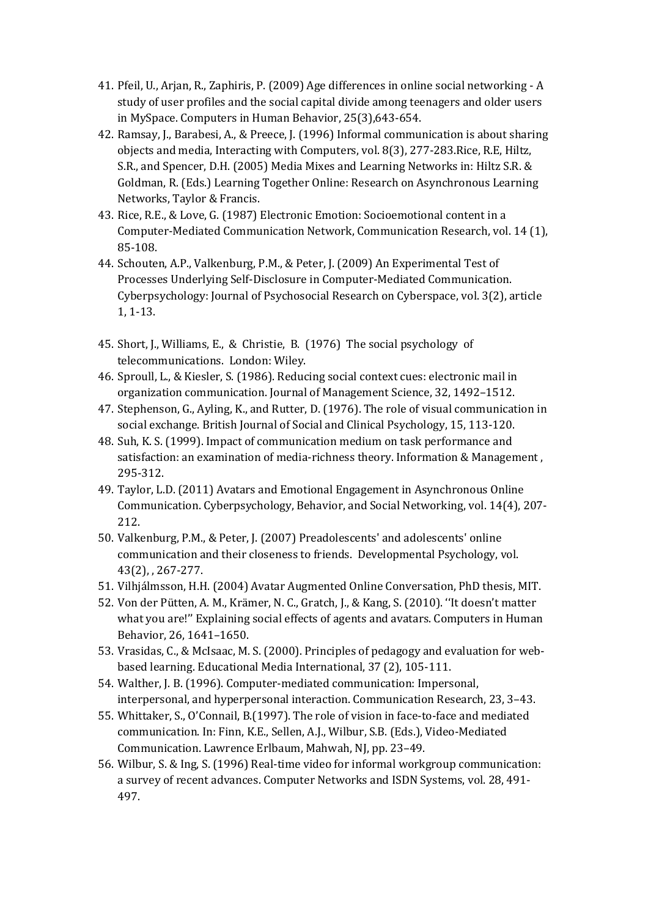41. Pfeil, U., Arjan, R., Zaphiris, P. (2009) Age differences in online social networking - A study of user profiles and the social capital divide among teenagers and older users in MySpace. Computers in Human Behavior, 25(3),643-654.
42. Ramsay, J., Barabesi, A., & Preece, J. (1996) Informal communication is about sharing objects and media, Interacting with Computers, vol. 8(3), 277-283.Rice, R.E, Hiltz, S.R., and Spencer, D.H. (2005) Media Mixes and Learning Networks in: Hiltz S.R. & Goldman, R. (Eds.) Learning Together Online: Research on Asynchronous Learning Networks, Taylor & Francis.
43. Rice, R.E., & Love, G. (1987) Electronic Emotion: Socioemotional content in a Computer-Mediated Communication Network, Communication Research, vol. 14 (1), 85-108.
44. Schouten, A.P., Valkenburg, P.M., & Peter, J. (2009) An Experimental Test of Processes Underlying Self-Disclosure in Computer-Mediated Communication. Cyberpsychology: Journal of Psychosocial Research on Cyberspace, vol. 3(2), article 1, 1-13.
45. Short, J., Williams, E., & Christie, B. (1976) The social psychology of telecommunications. London: Wiley.
46. Sproull, L., & Kiesler, S. (1986). Reducing social context cues: electronic mail in organization communication. Journal of Management Science, 32, 1492–1512.
47. Stephenson, G., Ayling, K., and Rutter, D. (1976). The role of visual communication in social exchange. British Journal of Social and Clinical Psychology, 15, 113-120.
48. Suh, K. S. (1999). Impact of communication medium on task performance and satisfaction: an examination of media-richness theory. Information & Management , 295-312.
49. Taylor, L.D. (2011) Avatars and Emotional Engagement in Asynchronous Online Communication. Cyberpsychology, Behavior, and Social Networking, vol. 14(4), 207-212.
50. Valkenburg, P.M., & Peter, J. (2007) Preadolescents' and adolescents' online communication and their closeness to friends. Developmental Psychology, vol. 43(2), , 267-277.
51. Vilhjálmsson, H.H. (2004) Avatar Augmented Online Conversation, PhD thesis, MIT.
52. Von der Pütten, A. M., Krämer, N. C., Gratch, J., & Kang, S. (2010). ''It doesn't matter what you are!'' Explaining social effects of agents and avatars. Computers in Human Behavior, 26, 1641–1650.
53. Vrasidas, C., & McIsaac, M. S. (2000). Principles of pedagogy and evaluation for web-based learning. Educational Media International, 37 (2), 105-111.
54. Walther, J. B. (1996). Computer-mediated communication: Impersonal, interpersonal, and hyperpersonal interaction. Communication Research, 23, 3–43.
55. Whittaker, S., O'Connail, B.(1997). The role of vision in face-to-face and mediated communication. In: Finn, K.E., Sellen, A.J., Wilbur, S.B. (Eds.), Video-Mediated Communication. Lawrence Erlbaum, Mahwah, NJ, pp. 23–49.
56. Wilbur, S. & Ing, S. (1996) Real-time video for informal workgroup communication: a survey of recent advances. Computer Networks and ISDN Systems, vol. 28, 491-497.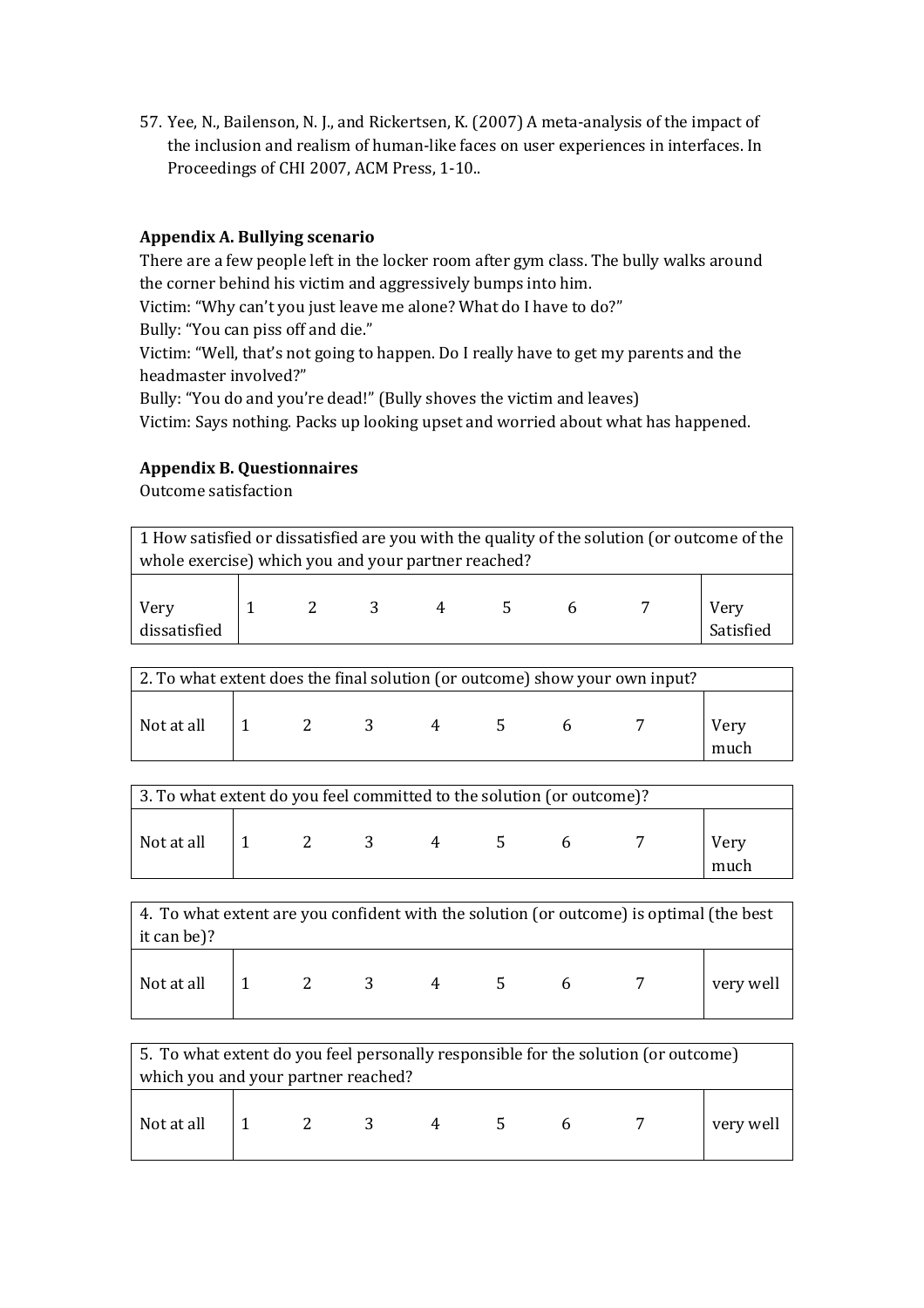57. Yee, N., Bailenson, N. J., and Rickertsen, K. (2007) A meta-analysis of the impact of the inclusion and realism of human-like faces on user experiences in interfaces. In Proceedings of CHI 2007, ACM Press, 1-10..

**Appendix A. Bullying scenario**

There are a few people left in the locker room after gym class. The bully walks around the corner behind his victim and aggressively bumps into him.

Victim: "Why can't you just leave me alone? What do I have to do?"

Bully: "You can piss off and die."

Victim: "Well, that's not going to happen. Do I really have to get my parents and the headmaster involved?"

Bully: "You do and you're dead!" (Bully shoves the victim and leaves)

Victim: Says nothing. Packs up looking upset and worried about what has happened.

**Appendix B. Questionnaires**

Outcome satisfaction

| 1 How satisfied or dissatisfied are you with the quality of the solution (or outcome of the whole exercise) which you and your partner reached? | | | | | | | | |
|---|---|---|---|---|---|---|---|---|
| Very dissatisfied | 1 | 2 | 3 | 4 | 5 | 6 | 7 | Very Satisfied |

| 2. To what extent does the final solution (or outcome) show your own input? | | | | | | | | |
|---|---|---|---|---|---|---|---|---|
| Not at all | 1 | 2 | 3 | 4 | 5 | 6 | 7 | Very much |

| 3. To what extent do you feel committed to the solution (or outcome)? | | | | | | | | |
|---|---|---|---|---|---|---|---|---|
| Not at all | 1 | 2 | 3 | 4 | 5 | 6 | 7 | Very much |

| 4. To what extent are you confident with the solution (or outcome) is optimal (the best it can be)? | | | | | | | | |
|---|---|---|---|---|---|---|---|---|
| Not at all | 1 | 2 | 3 | 4 | 5 | 6 | 7 | very well |

| 5. To what extent do you feel personally responsible for the solution (or outcome) which you and your partner reached? | | | | | | | | |
|---|---|---|---|---|---|---|---|---|
| Not at all | 1 | 2 | 3 | 4 | 5 | 6 | 7 | very well |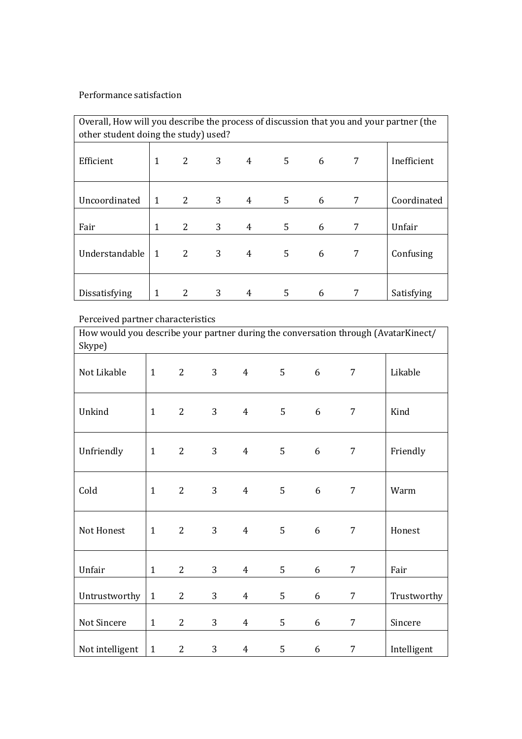Performance satisfaction

| Overall, How will you describe the process of discussion that you and your partner (the other student doing the study) used? | | | | | | | | |
|---|---|---|---|---|---|---|---|---|
| Efficient | 1 | 2 | 3 | 4 | 5 | 6 | 7 | Inefficient |
| Uncoordinated | 1 | 2 | 3 | 4 | 5 | 6 | 7 | Coordinated |
| Fair | 1 | 2 | 3 | 4 | 5 | 6 | 7 | Unfair |
| Understandable | 1 | 2 | 3 | 4 | 5 | 6 | 7 | Confusing |
| Dissatisfying | 1 | 2 | 3 | 4 | 5 | 6 | 7 | Satisfying |

Perceived partner characteristics

| How would you describe your partner during the conversation through (AvatarKinect/ Skype) | | | | | | | | |
|---|---|---|---|---|---|---|---|---|
| Not Likable | 1 | 2 | 3 | 4 | 5 | 6 | 7 | Likable |
| Unkind | 1 | 2 | 3 | 4 | 5 | 6 | 7 | Kind |
| Unfriendly | 1 | 2 | 3 | 4 | 5 | 6 | 7 | Friendly |
| Cold | 1 | 2 | 3 | 4 | 5 | 6 | 7 | Warm |
| Not Honest | 1 | 2 | 3 | 4 | 5 | 6 | 7 | Honest |
| Unfair | 1 | 2 | 3 | 4 | 5 | 6 | 7 | Fair |
| Untrustworthy | 1 | 2 | 3 | 4 | 5 | 6 | 7 | Trustworthy |
| Not Sincere | 1 | 2 | 3 | 4 | 5 | 6 | 7 | Sincere |
| Not intelligent | 1 | 2 | 3 | 4 | 5 | 6 | 7 | Intelligent |